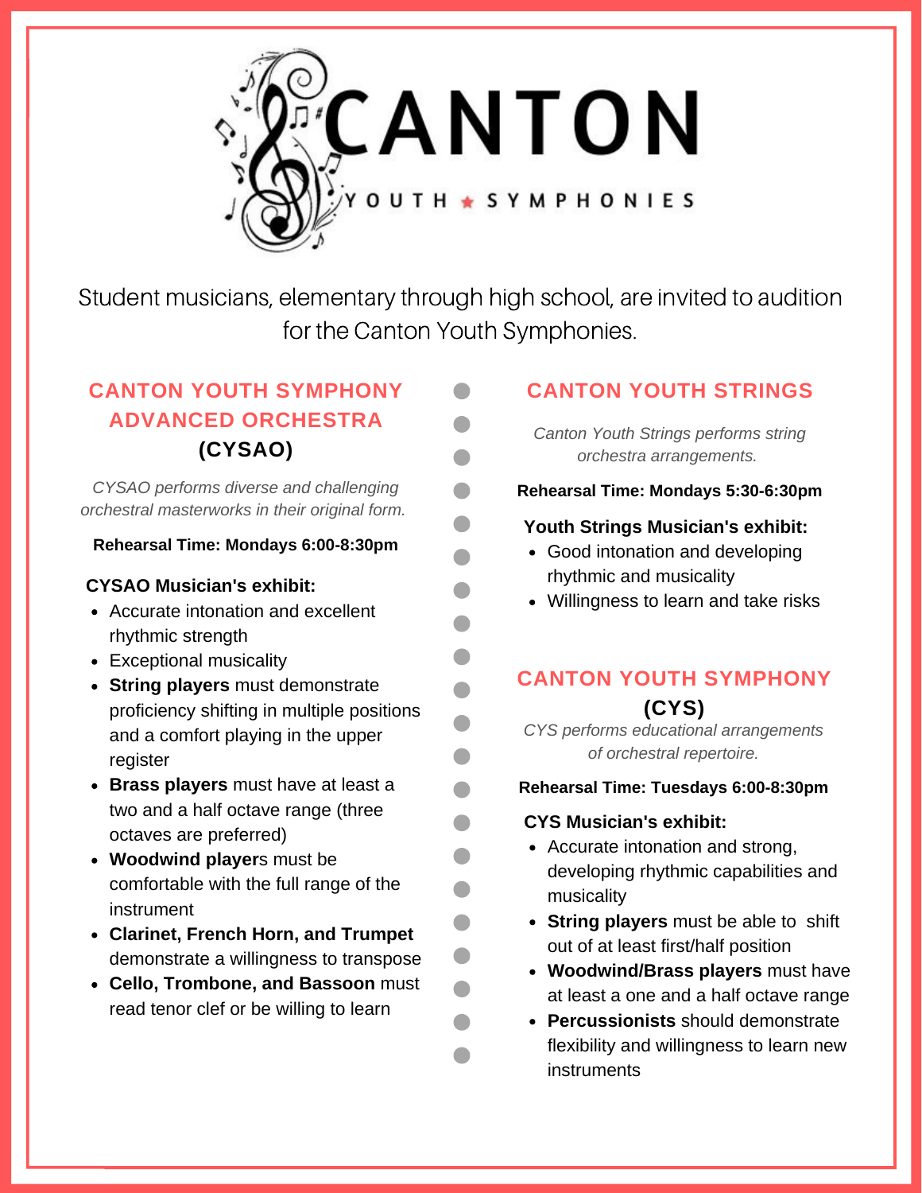# CANTON

YOUTH ★ SYMPHONIES

Student musicians, elementary through high school, are invited to audition for the Canton Youth Symphonies.

## CANTON YOUTH SYMPHONY ADVANCED ORCHESTRA (CYSAO)

*CYSAO performs diverse and challenging orchestral masterworks in their original form.*

**Rehearsal Time: Mondays 6:00-8:30pm**

**CYSAO Musician's exhibit:**

- Accurate intonation and excellent rhythmic strength
- Exceptional musicality
- **String players** must demonstrate proficiency shifting in multiple positions and a comfort playing in the upper register
- **Brass players** must have at least a two and a half octave range (three octaves are preferred)
- **Woodwind player**s must be comfortable with the full range of the instrument
- **Clarinet, French Horn, and Trumpet** demonstrate a willingness to transpose
- **Cello, Trombone, and Bassoon** must read tenor clef or be willing to learn

## CANTON YOUTH STRINGS

*Canton Youth Strings performs string orchestra arrangements.*

**Rehearsal Time: Mondays 5:30-6:30pm**

**Youth Strings Musician's exhibit:**

- Good intonation and developing rhythmic and musicality
- Willingness to learn and take risks

## CANTON YOUTH SYMPHONY (CYS)

*CYS performs educational arrangements of orchestral repertoire.*

**Rehearsal Time: Tuesdays 6:00-8:30pm**

**CYS Musician's exhibit:**

- Accurate intonation and strong, developing rhythmic capabilities and musicality
- **String players** must be able to shift out of at least first/half position
- **Woodwind/Brass players** must have at least a one and a half octave range
- **Percussionists** should demonstrate flexibility and willingness to learn new instruments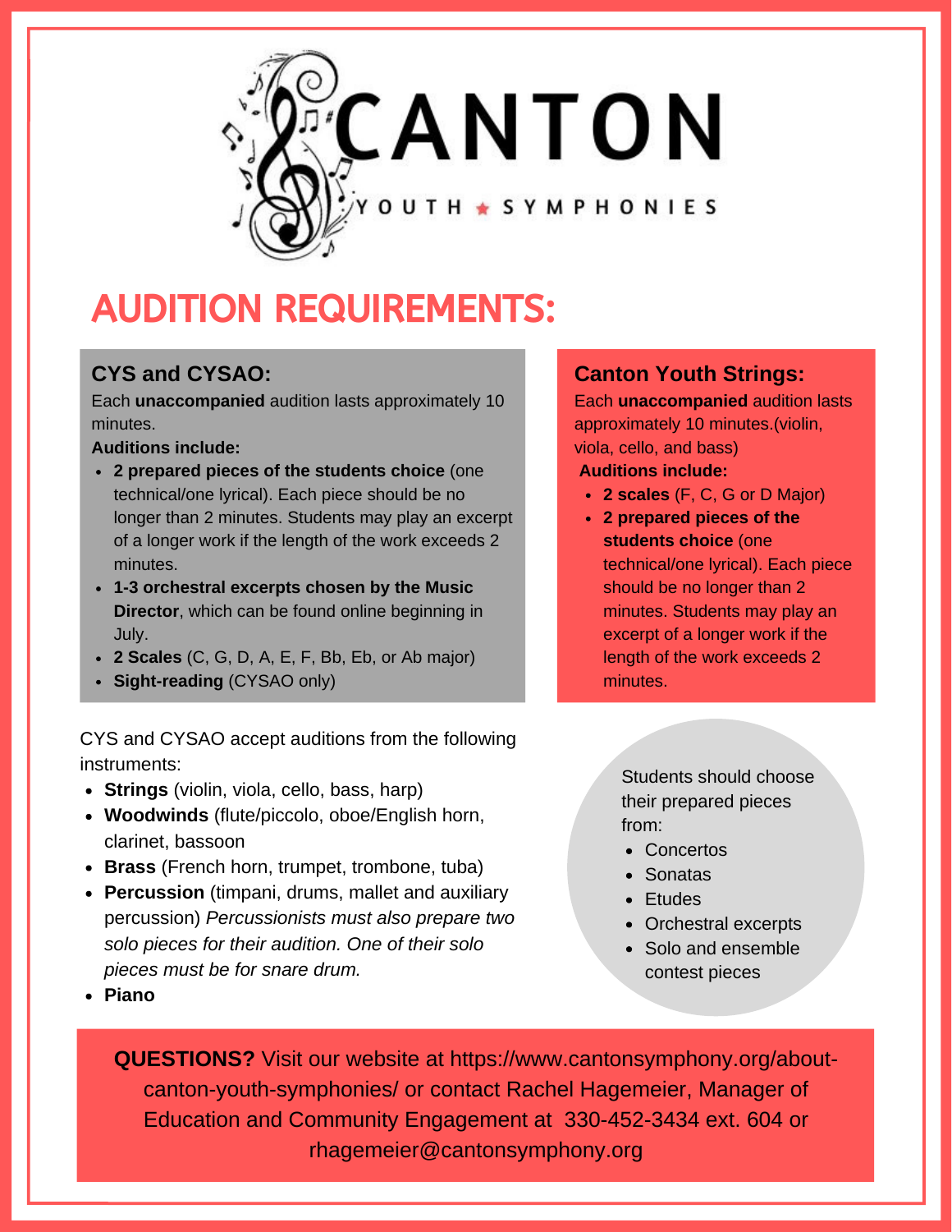# CANTON

YOUTH ★ SYMPHONIES

## AUDITION REQUIREMENTS:

### CYS and CYSAO:

Each **unaccompanied** audition lasts approximately 10 minutes.

**Auditions include:**

- **2 prepared pieces of the students choice** (one technical/one lyrical). Each piece should be no longer than 2 minutes. Students may play an excerpt of a longer work if the length of the work exceeds 2 minutes.
- **1-3 orchestral excerpts chosen by the Music Director**, which can be found online beginning in July.
- **2 Scales** (C, G, D, A, E, F, Bb, Eb, or Ab major)
- **Sight-reading** (CYSAO only)

CYS and CYSAO accept auditions from the following instruments:

- **Strings** (violin, viola, cello, bass, harp)
- **Woodwinds** (flute/piccolo, oboe/English horn, clarinet, bassoon
- **Brass** (French horn, trumpet, trombone, tuba)
- **Percussion** (timpani, drums, mallet and auxiliary percussion) *Percussionists must also prepare two solo pieces for their audition. One of their solo pieces must be for snare drum.*
- **Piano**

### Canton Youth Strings:

Each **unaccompanied** audition lasts approximately 10 minutes.(violin, viola, cello, and bass)

**Auditions include:**

- **2 scales** (F, C, G or D Major)
- **2 prepared pieces of the students choice** (one technical/one lyrical). Each piece should be no longer than 2 minutes. Students may play an excerpt of a longer work if the length of the work exceeds 2 minutes.

Students should choose their prepared pieces from:

- Concertos
- Sonatas
- Etudes
- Orchestral excerpts
- Solo and ensemble contest pieces

**QUESTIONS?** Visit our website at https://www.cantonsymphony.org/about-canton-youth-symphonies/ or contact Rachel Hagemeier, Manager of Education and Community Engagement at 330-452-3434 ext. 604 or rhagemeier@cantonsymphony.org